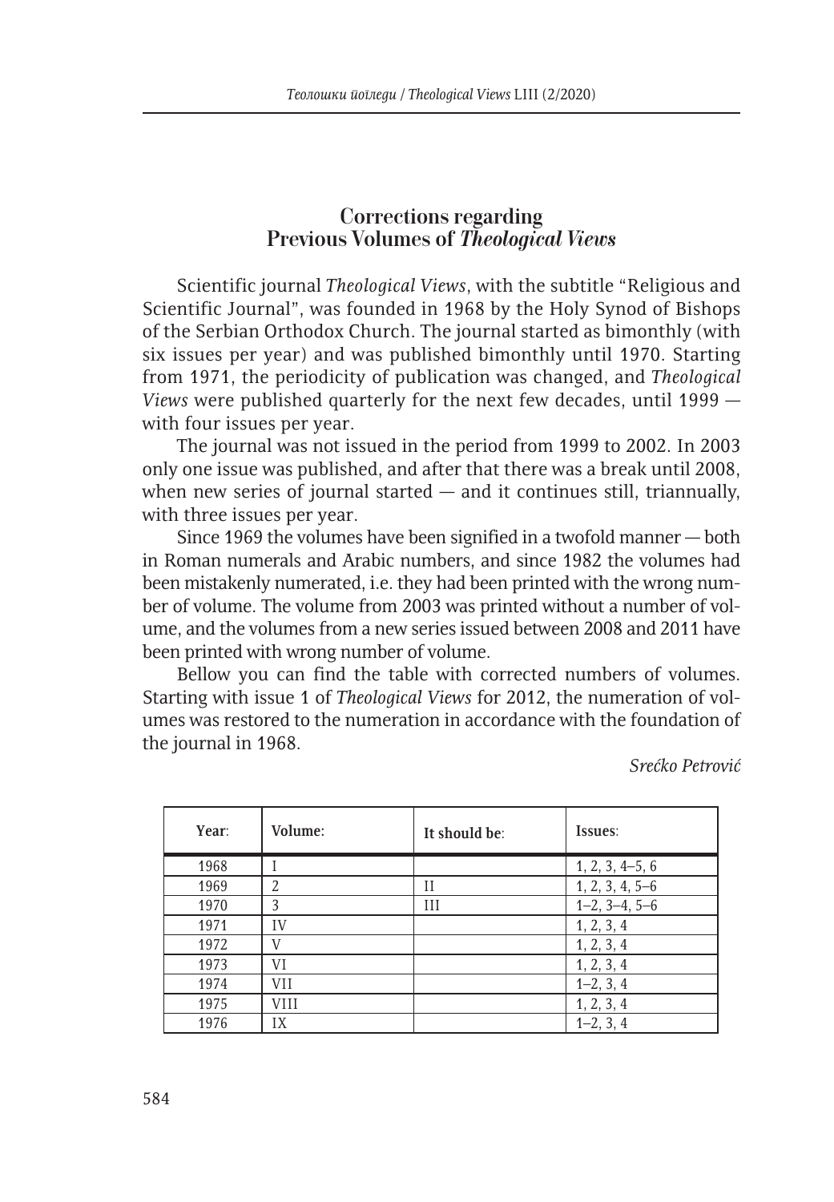## Corrections regarding Previous Volumes of *Theological Views*

Scientific journal *Theological Views*, with the subtitle "Religious and Scientific Journal", was founded in 1968 by the Holy Synod of Bishops of the Serbian Orthodox Church. The journal started as bimonthly (with six issues per year) and was published bimonthly until 1970. Starting from 1971, the periodicity of publication was changed, and *Theological Views* were published quarterly for the next few decades, until 1999 — with four issues per year.

The journal was not issued in the period from 1999 to 2002. In 2003 only one issue was published, and after that there was a break until 2008, when new series of journal started — and it continues still, triannually, with three issues per year.

Since 1969 the volumes have been signified in a twofold manner — both in Roman numerals and Arabic numbers, and since 1982 the volumes had been mistakenly numerated, i.e. they had been printed with the wrong number of volume. The volume from 2003 was printed without a number of volume, and the volumes from a new series issued between 2008 and 2011 have been printed with wrong number of volume.

Bellow you can find the table with corrected numbers of volumes. Starting with issue 1 of *Theological Views* for 2012, the numeration of volumes was restored to the numeration in accordance with the foundation of the journal in 1968.

*Srećko Petrović*

| Year: | Volume: | It should be: | Issues: |
|---|---|---|---|
| 1968 | I | | 1, 2, 3, 4–5, 6 |
| 1969 | 2 | II | 1, 2, 3, 4, 5–6 |
| 1970 | 3 | III | 1–2, 3–4, 5–6 |
| 1971 | IV | | 1, 2, 3, 4 |
| 1972 | V | | 1, 2, 3, 4 |
| 1973 | VI | | 1, 2, 3, 4 |
| 1974 | VII | | 1–2, 3, 4 |
| 1975 | VIII | | 1, 2, 3, 4 |
| 1976 | IX | | 1–2, 3, 4 |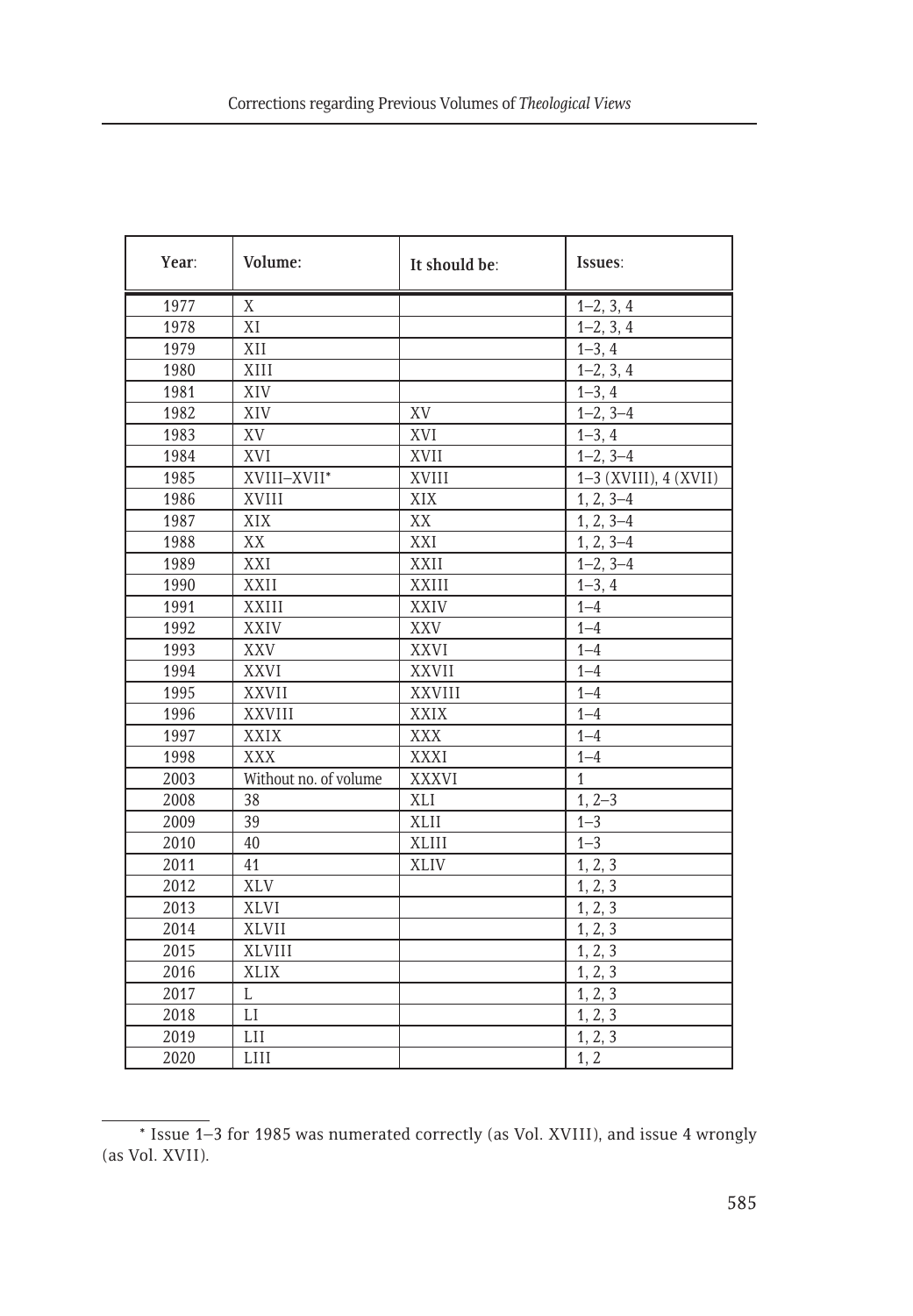| Year: | Volume: | It should be: | Issues: |
|---|---|---|---|
| 1977 | X | | 1–2, 3, 4 |
| 1978 | XI | | 1–2, 3, 4 |
| 1979 | XII | | 1–3, 4 |
| 1980 | XIII | | 1–2, 3, 4 |
| 1981 | XIV | | 1–3, 4 |
| 1982 | XIV | XV | 1–2, 3–4 |
| 1983 | XV | XVI | 1–3, 4 |
| 1984 | XVI | XVII | 1–2, 3–4 |
| 1985 | XVIII–XVII* | XVIII | 1–3 (XVIII), 4 (XVII) |
| 1986 | XVIII | XIX | 1, 2, 3–4 |
| 1987 | XIX | XX | 1, 2, 3–4 |
| 1988 | XX | XXI | 1, 2, 3–4 |
| 1989 | XXI | XXII | 1–2, 3–4 |
| 1990 | XXII | XXIII | 1–3, 4 |
| 1991 | XXIII | XXIV | 1–4 |
| 1992 | XXIV | XXV | 1–4 |
| 1993 | XXV | XXVI | 1–4 |
| 1994 | XXVI | XXVII | 1–4 |
| 1995 | XXVII | XXVIII | 1–4 |
| 1996 | XXVIII | XXIX | 1–4 |
| 1997 | XXIX | XXX | 1–4 |
| 1998 | XXX | XXXI | 1–4 |
| 2003 | Without no. of volume | XXXVI | 1 |
| 2008 | 38 | XLI | 1, 2–3 |
| 2009 | 39 | XLII | 1–3 |
| 2010 | 40 | XLIII | 1–3 |
| 2011 | 41 | XLIV | 1, 2, 3 |
| 2012 | XLV | | 1, 2, 3 |
| 2013 | XLVI | | 1, 2, 3 |
| 2014 | XLVII | | 1, 2, 3 |
| 2015 | XLVIII | | 1, 2, 3 |
| 2016 | XLIX | | 1, 2, 3 |
| 2017 | L | | 1, 2, 3 |
| 2018 | LI | | 1, 2, 3 |
| 2019 | LII | | 1, 2, 3 |
| 2020 | LIII | | 1, 2 |

* Issue 1–3 for 1985 was numerated correctly (as Vol. XVIII), and issue 4 wrongly (as Vol. XVII).